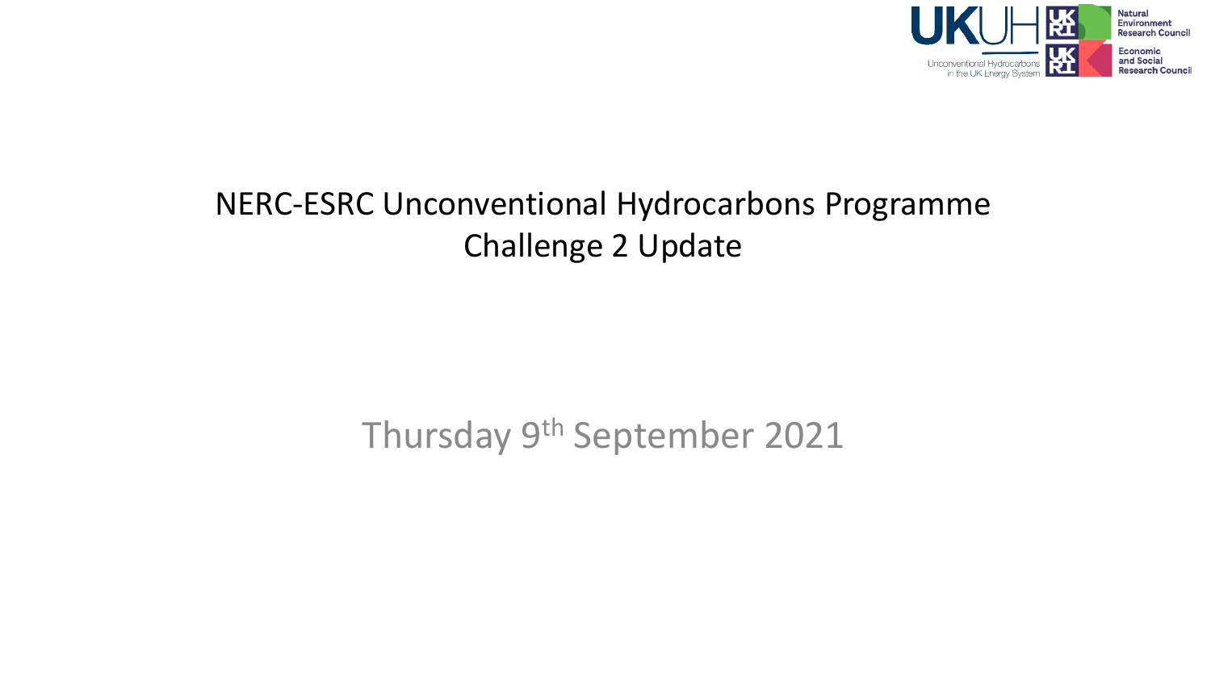# NERC-ESRC Unconventional Hydrocarbons Programme
## Challenge 2 Update

Thursday 9th September 2021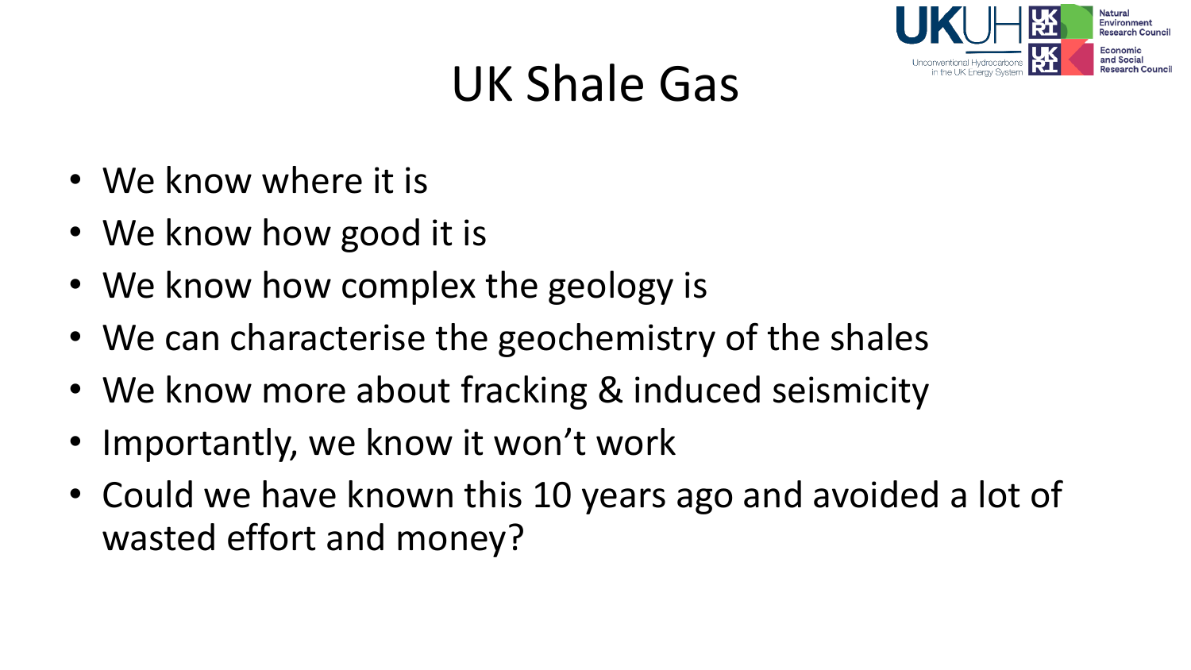# UK Shale Gas

- We know where it is
- We know how good it is
- We know how complex the geology is
- We can characterise the geochemistry of the shales
- We know more about fracking & induced seismicity
- Importantly, we know it won't work
- Could we have known this 10 years ago and avoided a lot of wasted effort and money?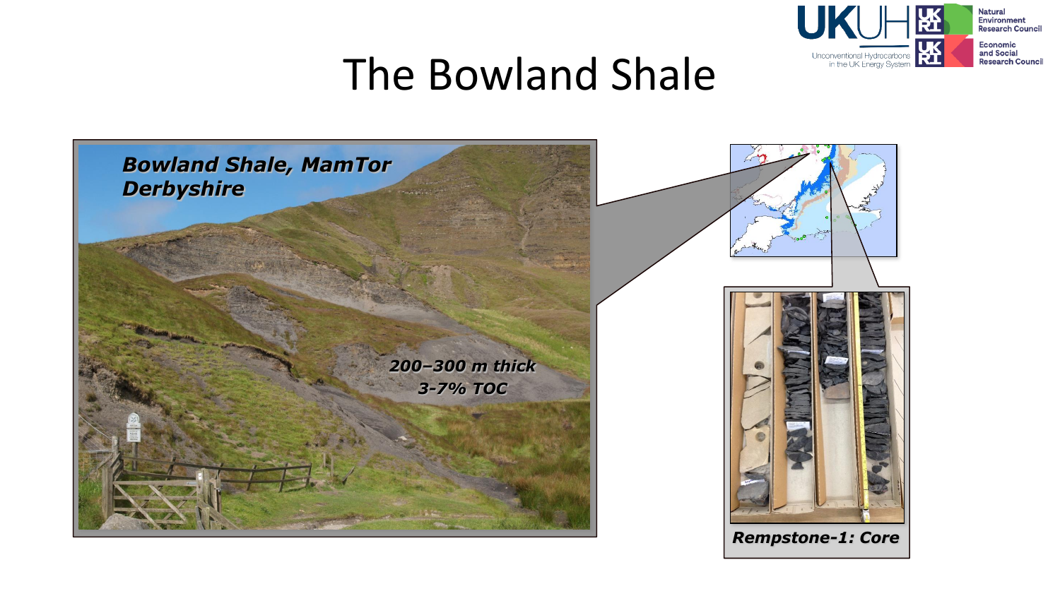# The Bowland Shale

***Bowland Shale, MamTor Derbyshire***

***200–300 m thick***
***3-7% TOC***

***Rempstone-1: Core***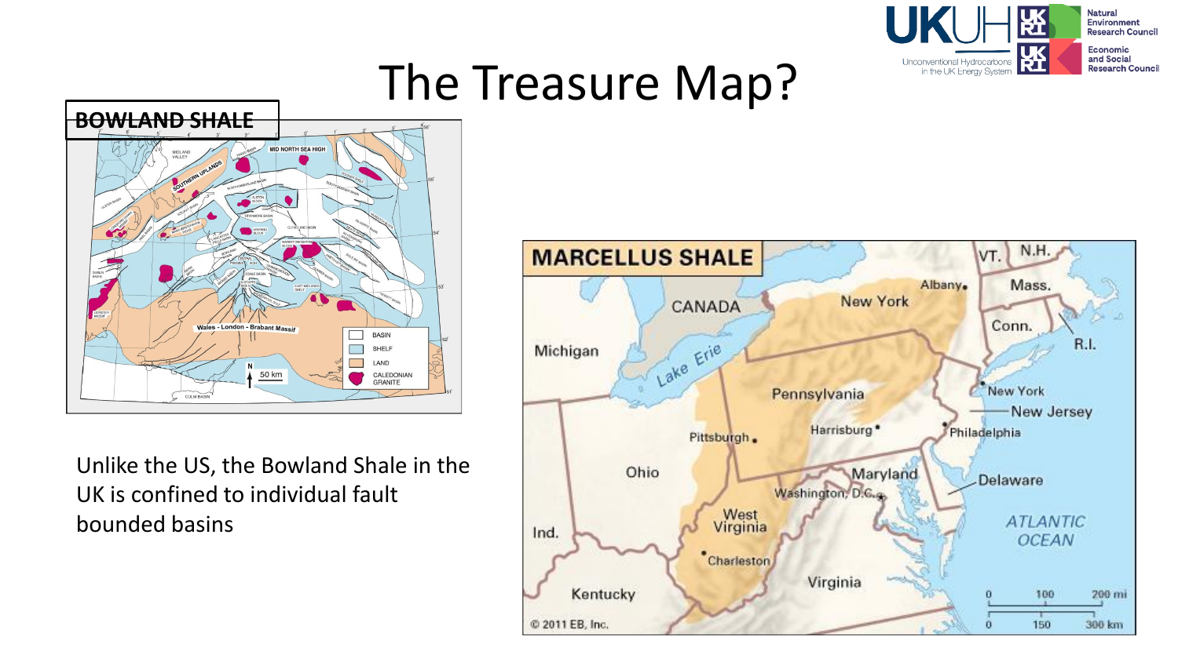# The Treasure Map?

**BOWLAND SHALE**

Unlike the US, the Bowland Shale in the UK is confined to individual fault bounded basins

**MARCELLUS SHALE**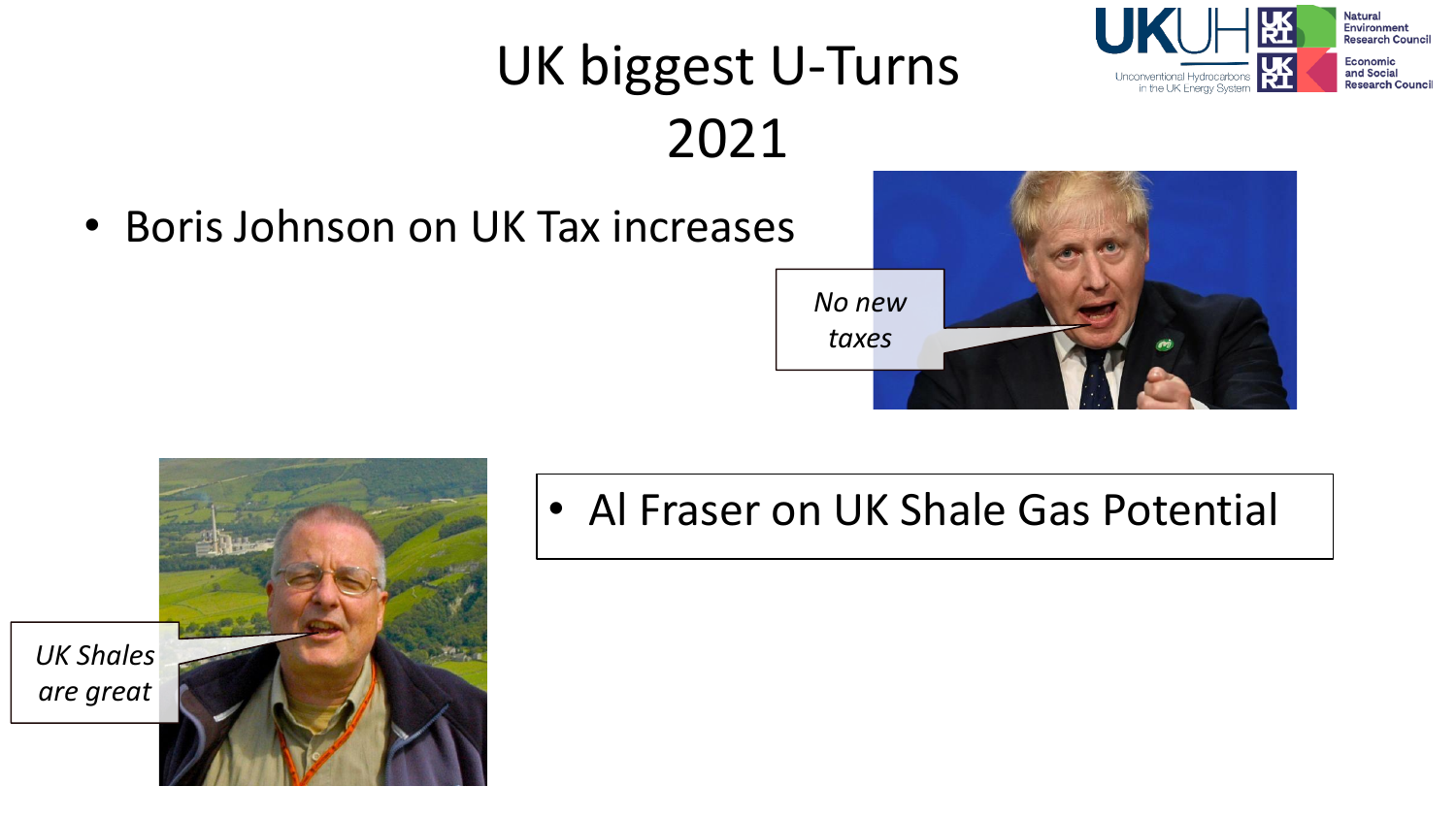# UK biggest U-Turns 2021

- Boris Johnson on UK Tax increases

*No new taxes*

- Al Fraser on UK Shale Gas Potential

*UK Shales are great*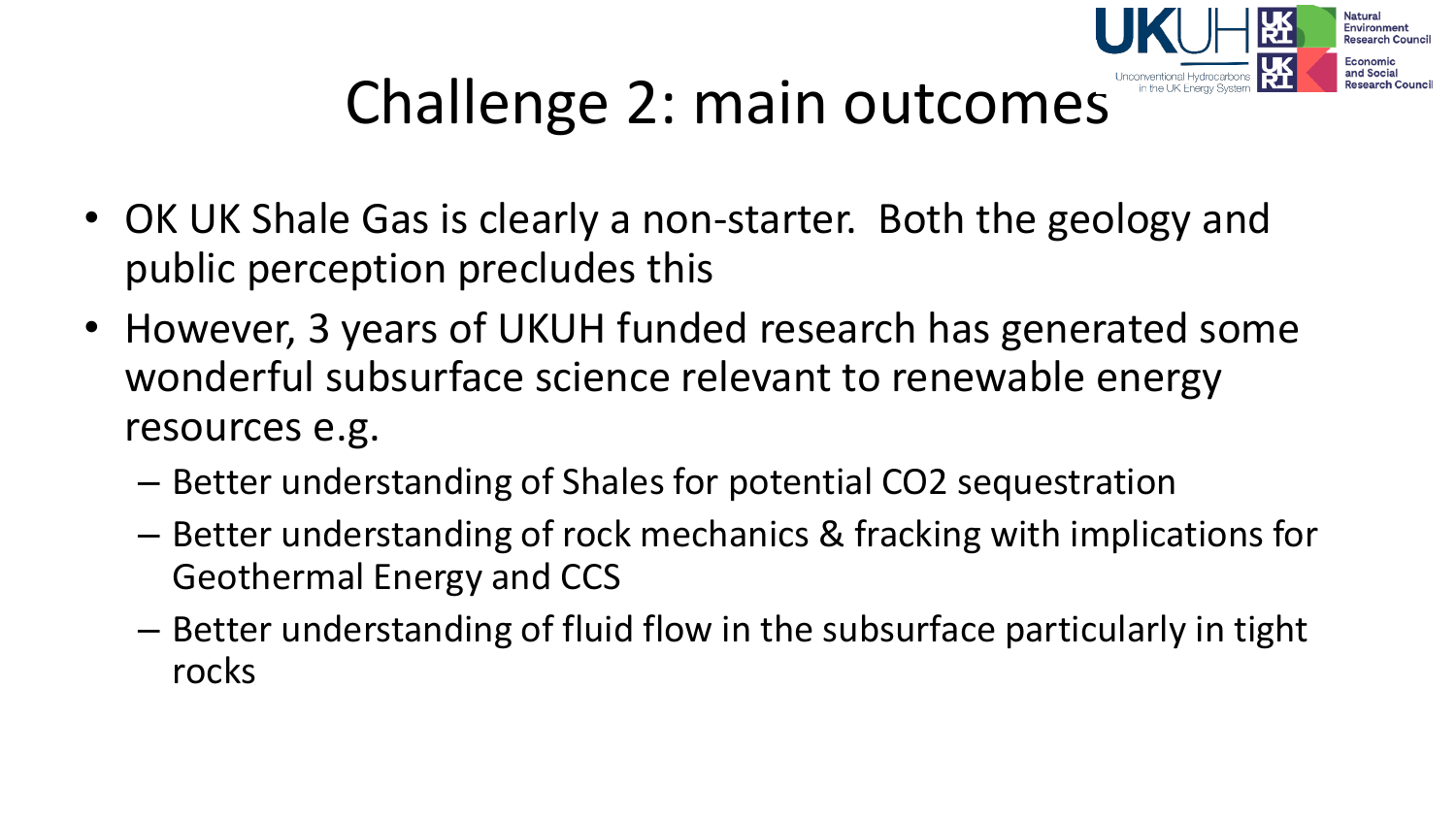# Challenge 2: main outcomes

- OK UK Shale Gas is clearly a non-starter. Both the geology and public perception precludes this
- However, 3 years of UKUH funded research has generated some wonderful subsurface science relevant to renewable energy resources e.g.
  - Better understanding of Shales for potential $CO_2$ sequestration
  - Better understanding of rock mechanics & fracking with implications for Geothermal Energy and CCS
  - Better understanding of fluid flow in the subsurface particularly in tight rocks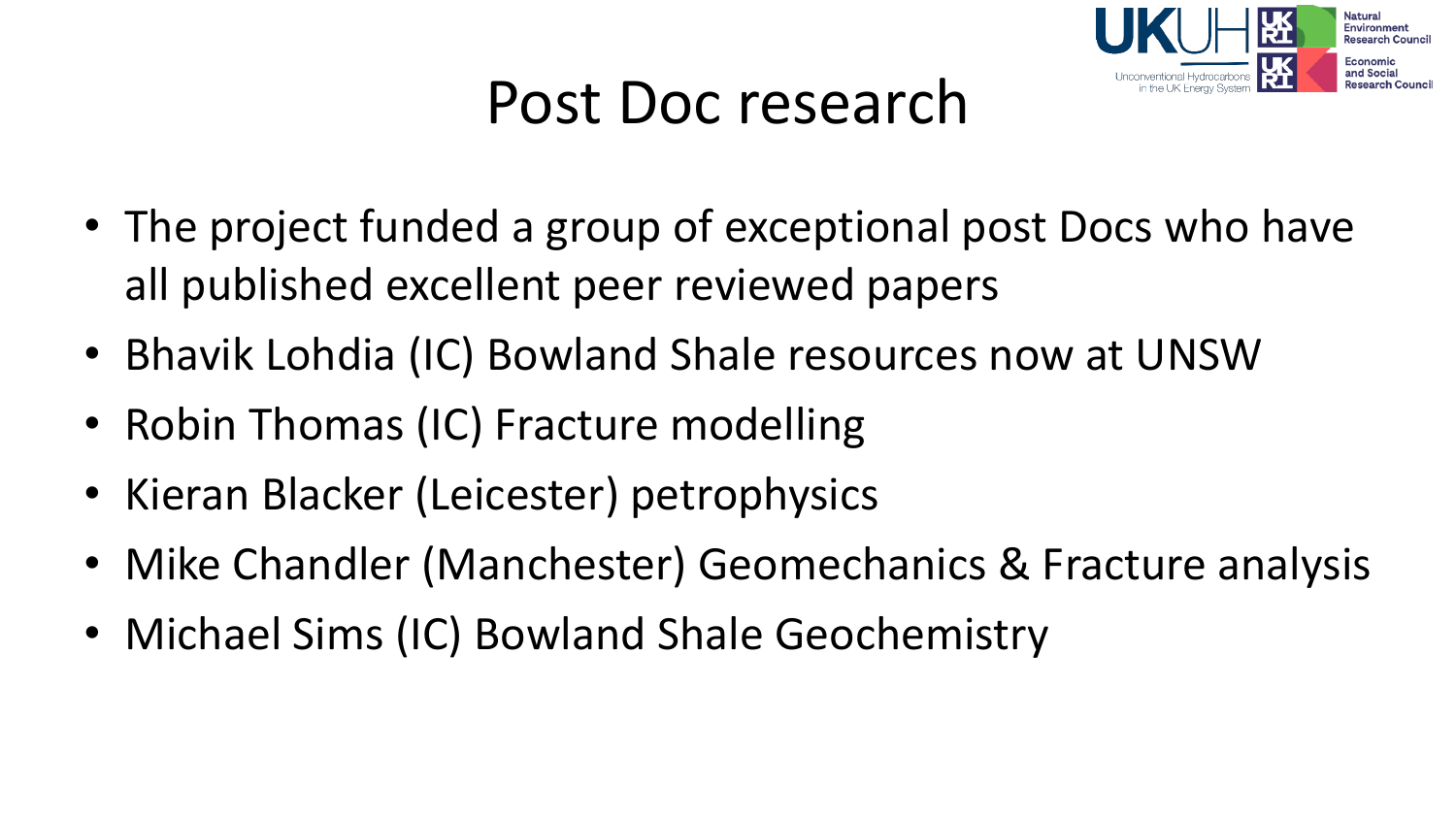# Post Doc research

- The project funded a group of exceptional post Docs who have all published excellent peer reviewed papers
- Bhavik Lohdia (IC) Bowland Shale resources now at UNSW
- Robin Thomas (IC) Fracture modelling
- Kieran Blacker (Leicester) petrophysics
- Mike Chandler (Manchester) Geomechanics & Fracture analysis
- Michael Sims (IC) Bowland Shale Geochemistry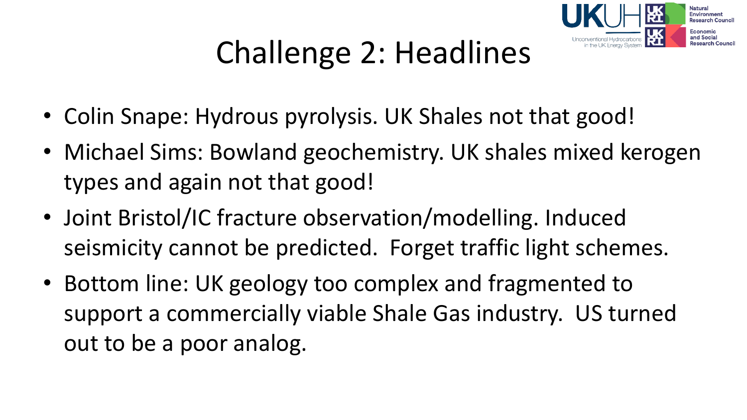# Challenge 2: Headlines

- Colin Snape: Hydrous pyrolysis. UK Shales not that good!
- Michael Sims: Bowland geochemistry. UK shales mixed kerogen types and again not that good!
- Joint Bristol/IC fracture observation/modelling. Induced seismicity cannot be predicted. Forget traffic light schemes.
- Bottom line: UK geology too complex and fragmented to support a commercially viable Shale Gas industry. US turned out to be a poor analog.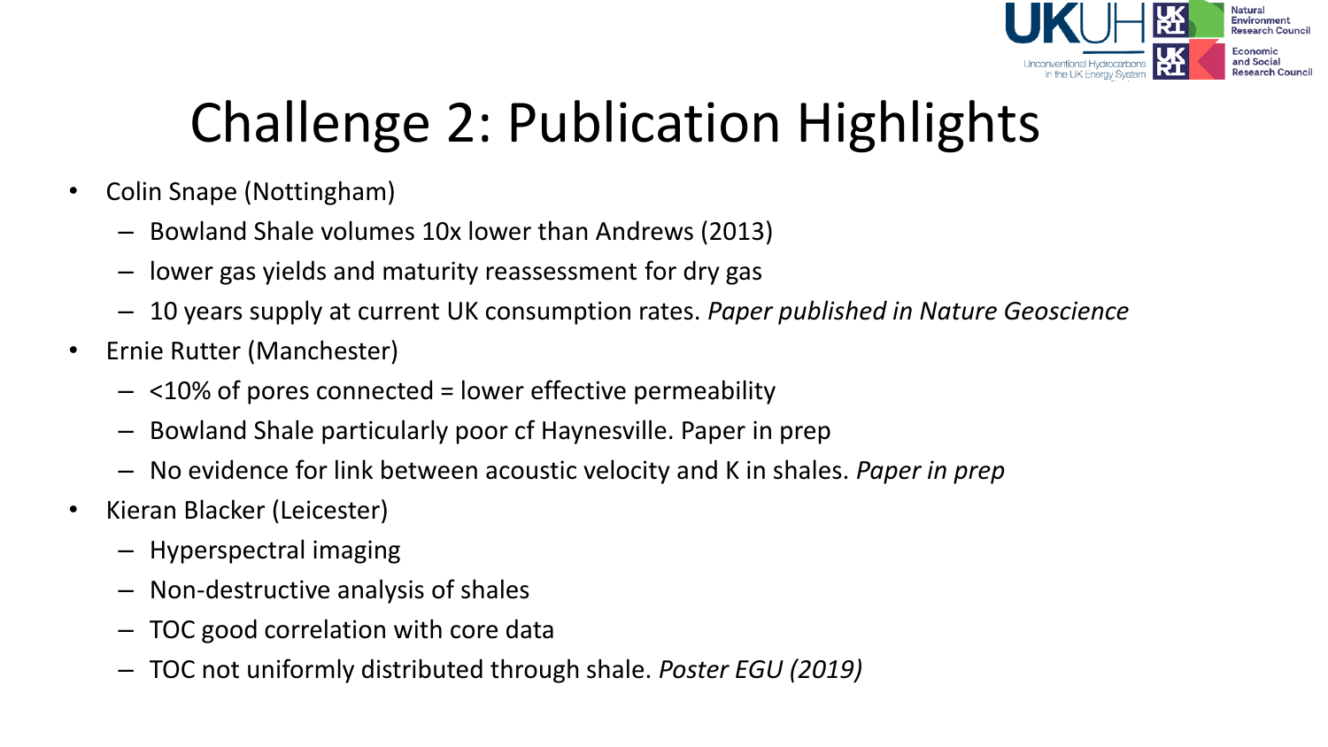# Challenge 2: Publication Highlights

- Colin Snape (Nottingham)
  - Bowland Shale volumes 10x lower than Andrews (2013)
  - lower gas yields and maturity reassessment for dry gas
  - 10 years supply at current UK consumption rates. *Paper published in Nature Geoscience*
- Ernie Rutter (Manchester)
  - <10% of pores connected = lower effective permeability
  - Bowland Shale particularly poor cf Haynesville. Paper in prep
  - No evidence for link between acoustic velocity and K in shales. *Paper in prep*
- Kieran Blacker (Leicester)
  - Hyperspectral imaging
  - Non-destructive analysis of shales
  - TOC good correlation with core data
  - TOC not uniformly distributed through shale. *Poster EGU (2019)*